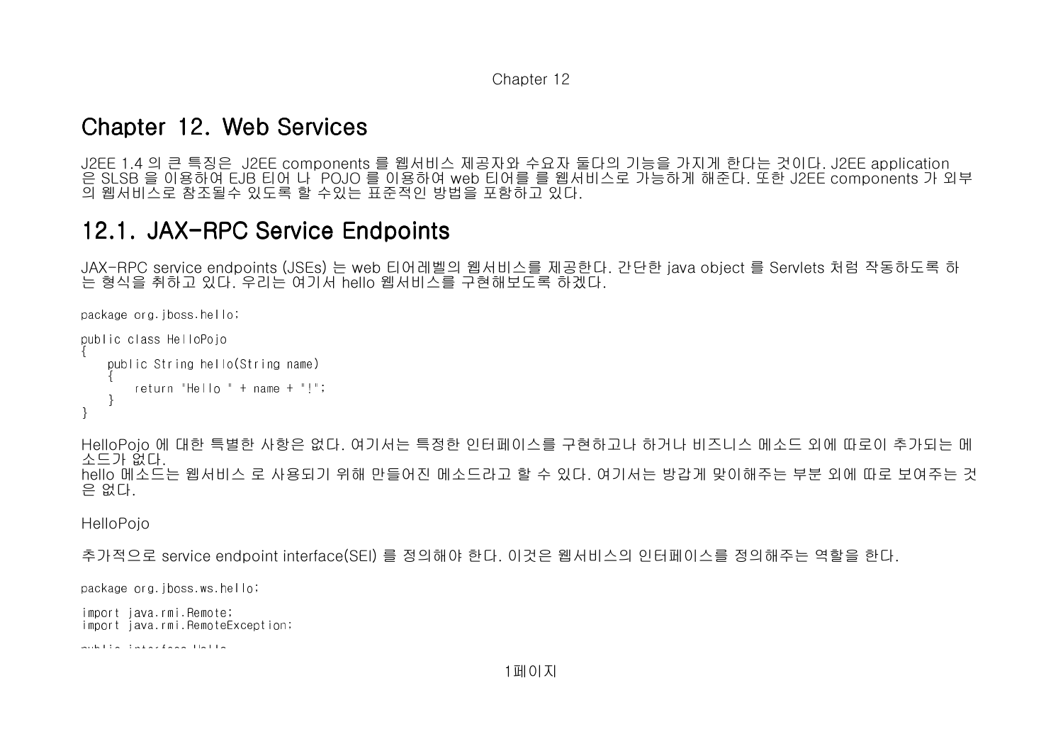# Chapter 12. Web Services

J2EE 1.4 의 큰 특징은 J2EE components 를 웹서비스 제공자와 수요자 둘다의 기능을 가지게 한다는 것이다. J2EE application 은 SLSB 을 이용하여 EJB 티어 나 POJO 를 이용하여 web 티어를 를 웹서비스로 가능하게 해준다. 또한 J2EE components 가 외부의 웹서비스로 참조될수 있도록 할 수있는 표준적인 방법을 포함하고 있다.

## 12.1. JAX-RPC Service Endpoints

JAX-RPC service endpoints (JSEs) 는 web 티어레벨의 웹서비스를 제공한다. 간단한 java object 를 Servlets 처럼 작동하도록 하는 형식을 취하고 있다. 우리는 여기서 hello 웹서비스를 구현해보도록 하겠다.

```
package org.jboss.hello;

public class HelloPojo
{
    public String hello(String name)
    {
        return "Hello " + name + "!";
    }
}
```

HelloPojo 에 대한 특별한 사항은 없다. 여기서는 특정한 인터페이스를 구현하고나 하거나 비즈니스 메소드 외에 따로이 추가되는 메소드가 없다.
hello 메소드는 웹서비스 로 사용되기 위해 만들어진 메소드라고 할 수 있다. 여기서는 방갑게 맞이해주는 부분 외에 따로 보여주는 것은 없다.

HelloPojo

추가적으로 service endpoint interface(SEI) 를 정의해야 한다. 이것은 웹서비스의 인터페이스를 정의해주는 역할을 한다.

```
package org.jboss.ws.hello;

import java.rmi.Remote;
import java.rmi.RemoteException;

public interface Hello
```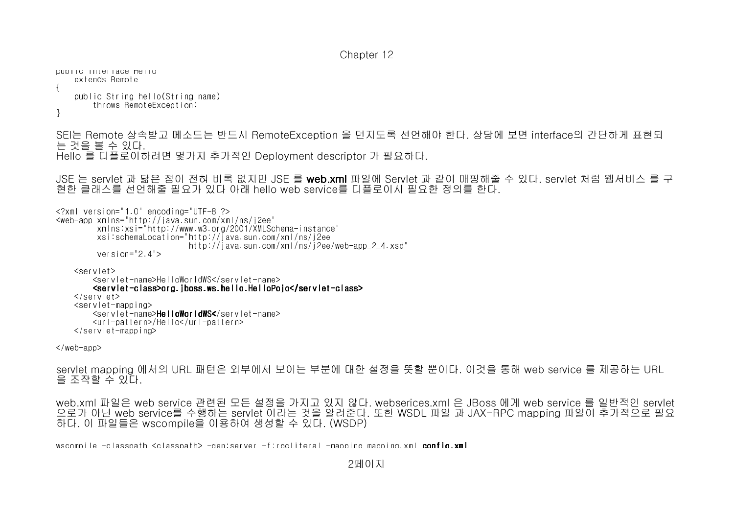```
public interface Hello
    extends Remote
{
    public String hello(String name)
        throws RemoteException;
}
```

SEI는 Remote 상속받고 메소드는 반드시 RemoteException 을 던지도록 선언해야 한다. 상당에 보면 interface의 간단하게 표현되는 것을 볼 수 있다.
Hello 를 디플로이하려면 몇가지 추가적인 Deployment descriptor 가 필요하다.

JSE 는 servlet 과 닮은 점이 전혀 비록 없지만 JSE 를 **web.xml** 파일에 Servlet 과 같이 매핑해줄 수 있다. servlet 처럼 웹서비스 를 구현한 클래스를 선언해줄 필요가 있다 아래 hello web service를 디플로이시 필요한 정의를 한다.

```
<?xml version="1.0" encoding="UTF-8"?>
<web-app xmlns="http://java.sun.com/xml/ns/j2ee"
         xmlns:xsi="http://www.w3.org/2001/XMLSchema-instance"
         xsi:schemaLocation="http://java.sun.com/xml/ns/j2ee
                             http://java.sun.com/xml/ns/j2ee/web-app_2_4.xsd"
         version="2.4">

    <servlet>
        <servlet-name>HelloWorldWS</servlet-name>
        <servlet-class>org.jboss.ws.hello.HelloPojo</servlet-class>
    </servlet>
    <servlet-mapping>
        <servlet-name>HelloWorldWS</servlet-name>
        <url-pattern>/Hello</url-pattern>
    </servlet-mapping>

</web-app>
```

servlet mapping 에서의 URL 패턴은 외부에서 보이는 부분에 대한 설정을 뜻할 뿐이다. 이것을 통해 web service 를 제공하는 URL 을 조작할 수 있다.

web.xml 파일은 web service 관련된 모든 설정을 가지고 있지 않다. webserices.xml 은 JBoss 에게 web service 를 일반적인 servlet 으로가 아닌 web service를 수행하는 servlet 이라는 것을 알려준다. 또한 WSDL 파일 과 JAX-RPC mapping 파일이 추가적으로 필요하다. 이 파일들은 wscompile을 이용하여 생성할 수 있다. (WSDP)

```
wscompile -classpath <classpath> -gen:server -f:rpcliteral -mapping mapping.xml config.xml
```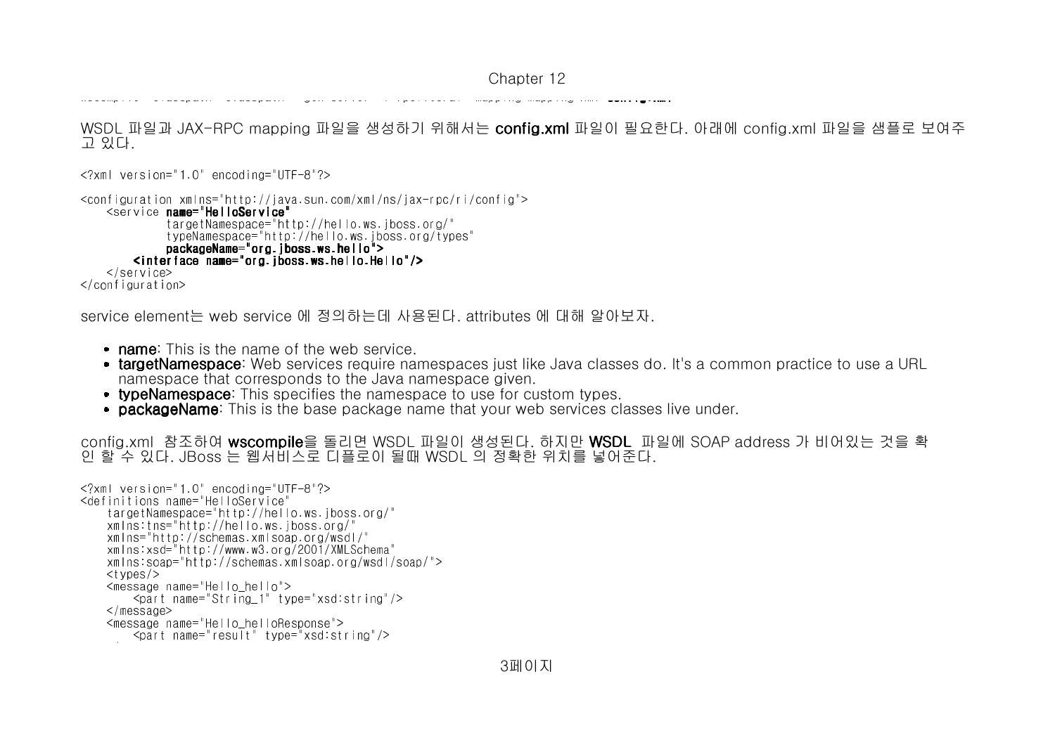WSDL 파일과 JAX-RPC mapping 파일을 생성하기 위해서는 **config.xml** 파일이 필요한다. 아래에 config.xml 파일을 샘플로 보여주고 있다.

```
<?xml version="1.0" encoding="UTF-8"?>

<configuration xmlns="http://java.sun.com/xml/ns/jax-rpc/ri/config">
    <service name="HelloService"
             targetNamespace="http://hello.ws.jboss.org/"
             typeNamespace="http://hello.ws.jboss.org/types"
             packageName="org.jboss.ws.hello">
        <interface name="org.jboss.ws.hello.Hello"/>
    </service>
</configuration>
```

service element는 web service 에 정의하는데 사용된다. attributes 에 대해 알아보자.

- **name**: This is the name of the web service.
- **targetNamespace**: Web services require namespaces just like Java classes do. It's a common practice to use a URL namespace that corresponds to the Java namespace given.
- **typeNamespace**: This specifies the namespace to use for custom types.
- **packageName**: This is the base package name that your web services classes live under.

config.xml 참조하여 **wscompile**을 돌리면 WSDL 파일이 생성된다. 하지만 **WSDL** 파일에 SOAP address 가 비어있는 것을 확인 할 수 있다. JBoss 는 웹서비스로 디플로이 될때 WSDL 의 정확한 위치를 넣어준다.

```
<?xml version="1.0" encoding="UTF-8"?>
<definitions name="HelloService"
    targetNamespace="http://hello.ws.jboss.org/"
    xmlns:tns="http://hello.ws.jboss.org/"
    xmlns="http://schemas.xmlsoap.org/wsdl/"
    xmlns:xsd="http://www.w3.org/2001/XMLSchema"
    xmlns:soap="http://schemas.xmlsoap.org/wsdl/soap/">
    <types/>
    <message name="Hello_hello">
        <part name="String_1" type="xsd:string"/>
    </message>
    <message name="Hello_helloResponse">
        <part name="result" type="xsd:string"/>
```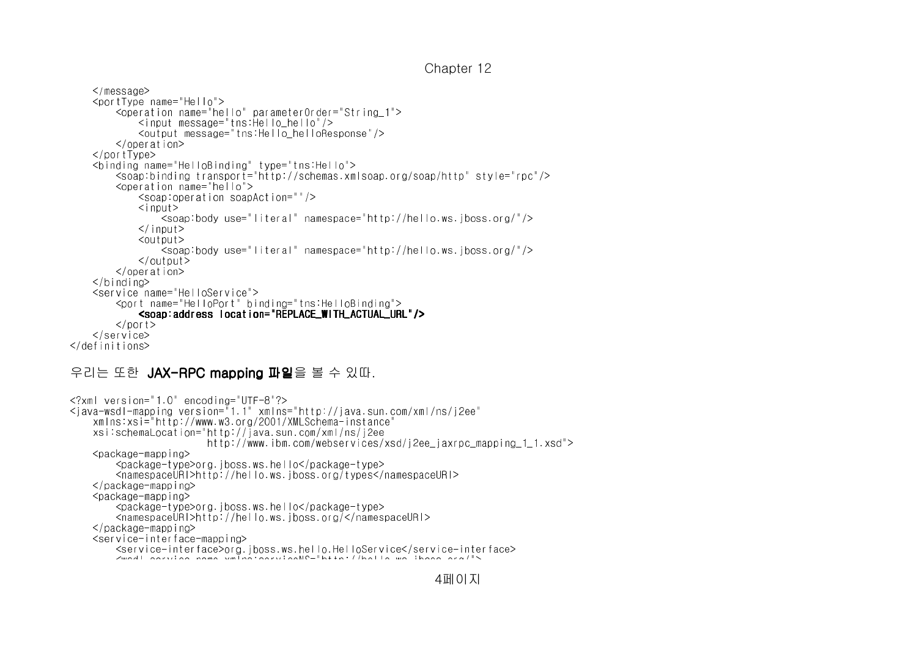```
    </message>
    <portType name="Hello">
        <operation name="hello" parameterOrder="String_1">
            <input message="tns:Hello_hello"/>
            <output message="tns:Hello_helloResponse"/>
        </operation>
    </portType>
    <binding name="HelloBinding" type="tns:Hello">
        <soap:binding transport="http://schemas.xmlsoap.org/soap/http" style="rpc"/>
        <operation name="hello">
            <soap:operation soapAction=""/>
            <input>
                <soap:body use="literal" namespace="http://hello.ws.jboss.org/"/>
            </input>
            <output>
                <soap:body use="literal" namespace="http://hello.ws.jboss.org/"/>
            </output>
        </operation>
    </binding>
    <service name="HelloService">
        <port name="HelloPort" binding="tns:HelloBinding">
            <soap:address location="REPLACE_WITH_ACTUAL_URL"/>
        </port>
    </service>
</definitions>
```

우리는 또한 **JAX-RPC mapping 파일**을 볼 수 있따.

```
<?xml version="1.0" encoding="UTF-8"?>
<java-wsdl-mapping version="1.1" xmlns="http://java.sun.com/xml/ns/j2ee"
    xmlns:xsi="http://www.w3.org/2001/XMLSchema-instance"
    xsi:schemaLocation="http://java.sun.com/xml/ns/j2ee
                        http://www.ibm.com/webservices/xsd/j2ee_jaxrpc_mapping_1_1.xsd">
    <package-mapping>
        <package-type>org.jboss.ws.hello</package-type>
        <namespaceURI>http://hello.ws.jboss.org/types</namespaceURI>
    </package-mapping>
    <package-mapping>
        <package-type>org.jboss.ws.hello</package-type>
        <namespaceURI>http://hello.ws.jboss.org/</namespaceURI>
    </package-mapping>
    <service-interface-mapping>
        <service-interface>org.jboss.ws.hello.HelloService</service-interface>
```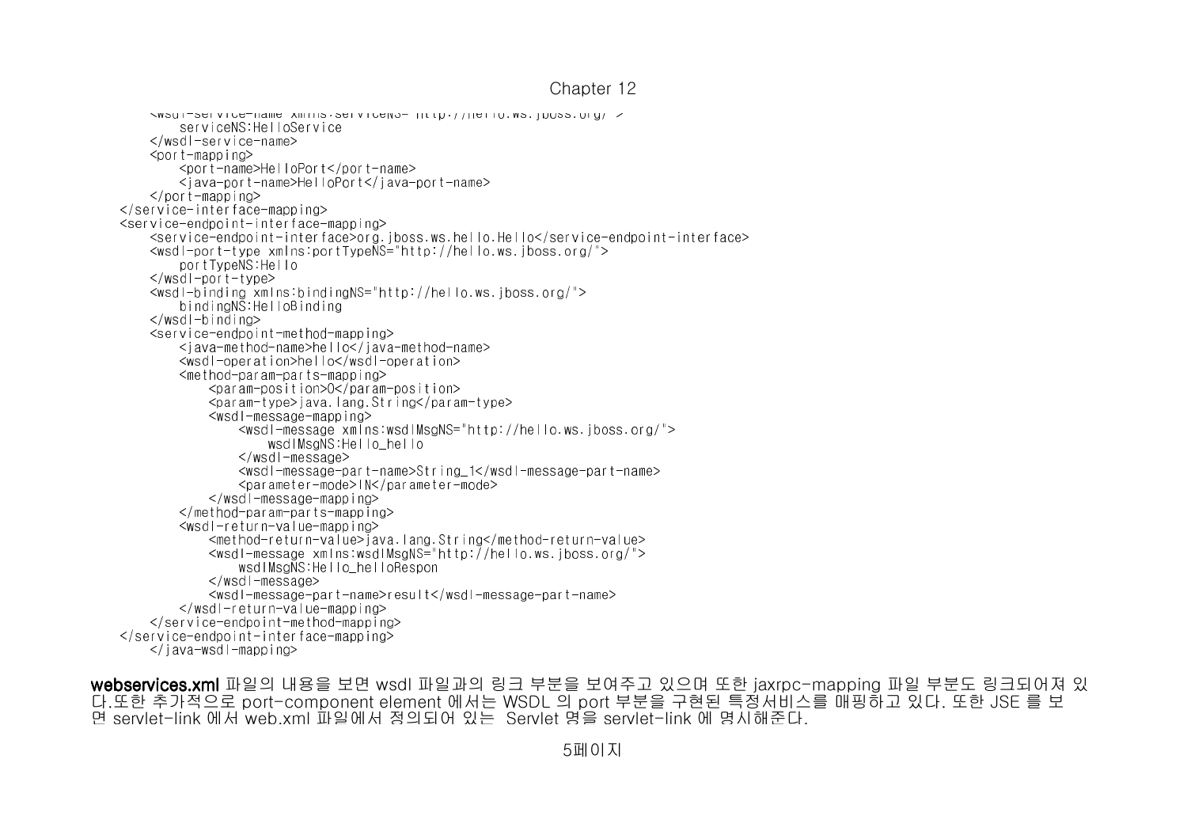```
        <wsdl-service-name xmlns:serviceNS="http://hello.ws.jboss.org/">
            serviceNS:HelloService
        </wsdl-service-name>
        <port-mapping>
            <port-name>HelloPort</port-name>
            <java-port-name>HelloPort</java-port-name>
        </port-mapping>
    </service-interface-mapping>
    <service-endpoint-interface-mapping>
        <service-endpoint-interface>org.jboss.ws.hello.Hello</service-endpoint-interface>
        <wsdl-port-type xmlns:portTypeNS="http://hello.ws.jboss.org/">
            portTypeNS:Hello
        </wsdl-port-type>
        <wsdl-binding xmlns:bindingNS="http://hello.ws.jboss.org/">
            bindingNS:HelloBinding
        </wsdl-binding>
        <service-endpoint-method-mapping>
            <java-method-name>hello</java-method-name>
            <wsdl-operation>hello</wsdl-operation>
            <method-param-parts-mapping>
                <param-position>0</param-position>
                <param-type>java.lang.String</param-type>
                <wsdl-message-mapping>
                    <wsdl-message xmlns:wsdlMsgNS="http://hello.ws.jboss.org/">
                        wsdlMsgNS:Hello_hello
                    </wsdl-message>
                    <wsdl-message-part-name>String_1</wsdl-message-part-name>
                    <parameter-mode>IN</parameter-mode>
                </wsdl-message-mapping>
            </method-param-parts-mapping>
            <wsdl-return-value-mapping>
                <method-return-value>java.lang.String</method-return-value>
                <wsdl-message xmlns:wsdlMsgNS="http://hello.ws.jboss.org/">
                    wsdlMsgNS:Hello_helloRespon
                </wsdl-message>
                <wsdl-message-part-name>result</wsdl-message-part-name>
            </wsdl-return-value-mapping>
        </service-endpoint-method-mapping>
    </service-endpoint-interface-mapping>
        </java-wsdl-mapping>
```

**webservices.xml** 파일의 내용을 보면 wsdl 파일과의 링크 부분을 보여주고 있으며 또한 jaxrpc-mapping 파일 부분도 링크되어져 있다.또한 추가적으로 port-component element 에서는 WSDL 의 port 부분을 구현된 특정서비스를 매핑하고 있다. 또한 JSE 를 보면 servlet-link 에서 web.xml 파일에서 정의되어 있는 Servlet 명을 servlet-link 에 명시해준다.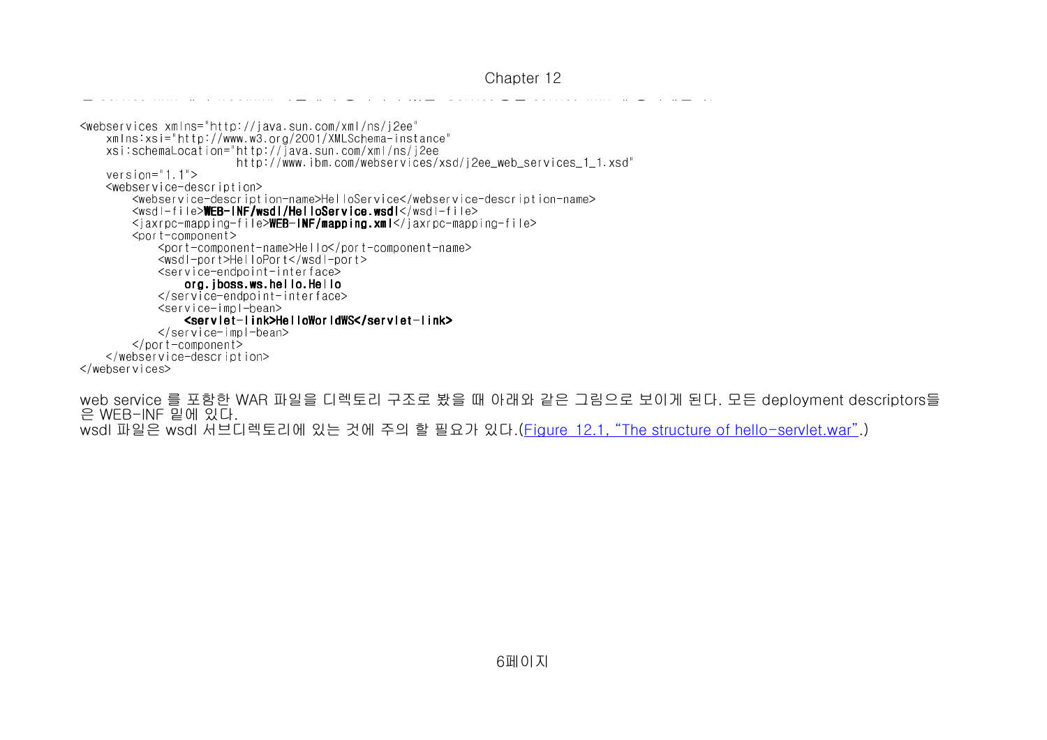```
<webservices xmlns="http://java.sun.com/xml/ns/j2ee"
    xmlns:xsi="http://www.w3.org/2001/XMLSchema-instance"
    xsi:schemaLocation="http://java.sun.com/xml/ns/j2ee
                        http://www.ibm.com/webservices/xsd/j2ee_web_services_1_1.xsd"
    version="1.1">
    <webservice-description>
        <webservice-description-name>HelloService</webservice-description-name>
        <wsdl-file>WEB-INF/wsdl/HelloService.wsdl</wsdl-file>
        <jaxrpc-mapping-file>WEB-INF/mapping.xml</jaxrpc-mapping-file>
        <port-component>
            <port-component-name>Hello</port-component-name>
            <wsdl-port>HelloPort</wsdl-port>
            <service-endpoint-interface>
                org.jboss.ws.hello.Hello
            </service-endpoint-interface>
            <service-impl-bean>
                <servlet-link>HelloWorldWS</servlet-link>
            </service-impl-bean>
        </port-component>
    </webservice-description>
</webservices>
```

web service 를 포함한 WAR 파일을 디렉토리 구조로 봤을 때 아래와 같은 그림으로 보이게 된다. 모든 deployment descriptors들은 WEB-INF 밑에 있다.
wsdl 파일은 wsdl 서브디렉토리에 있는 것에 주의 할 필요가 있다.(Figure 12.1, "The structure of hello-servlet.war".)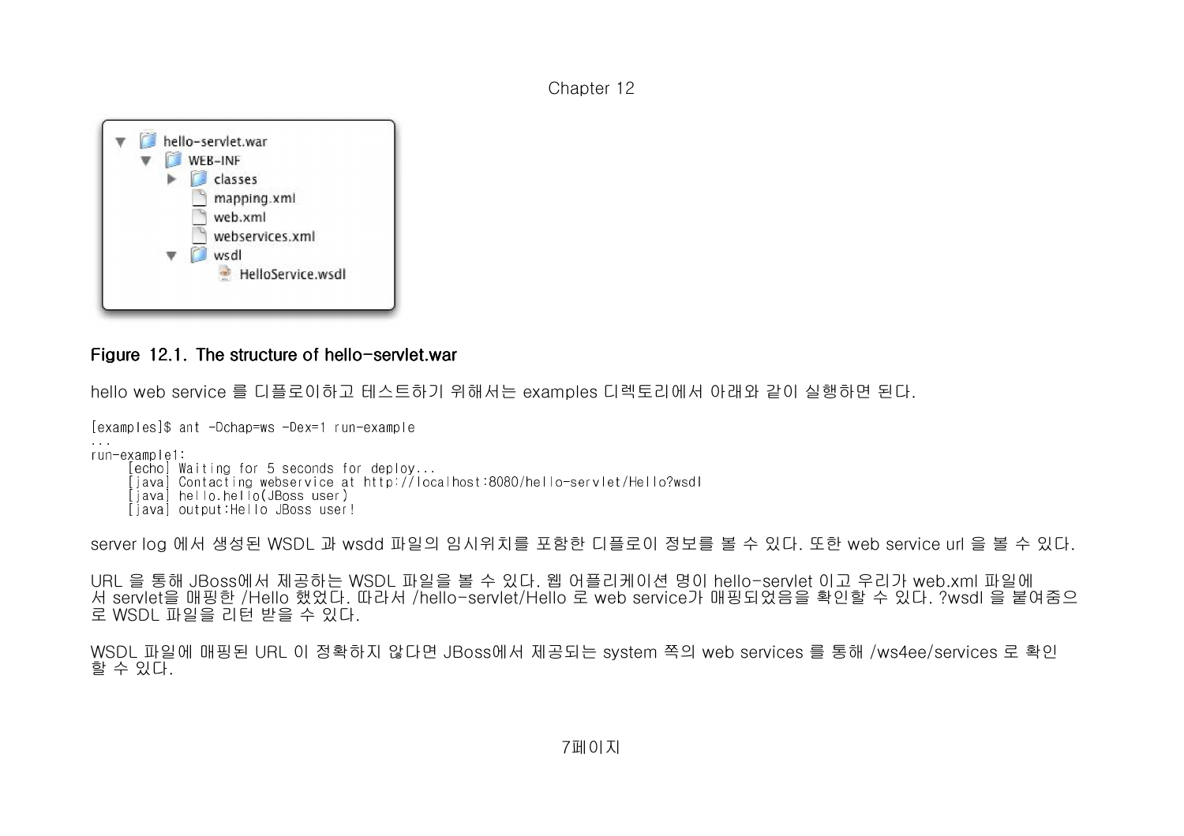Figure 12.1. The structure of hello-servlet.war

hello web service 를 디플로이하고 테스트하기 위해서는 examples 디렉토리에서 아래와 같이 실행하면 된다.

```
[examples]$ ant -Dchap=ws -Dex=1 run-example
...
run-example1:
     [echo] Waiting for 5 seconds for deploy...
     [java] Contacting webservice at http://localhost:8080/hello-servlet/Hello?wsdl
     [java] hello.hello(JBoss user)
     [java] output:Hello JBoss user!
```

server log 에서 생성된 WSDL 과 wsdd 파일의 임시위치를 포함한 디플로이 정보를 볼 수 있다. 또한 web service url 을 볼 수 있다.

URL 을 통해 JBoss에서 제공하는 WSDL 파일을 볼 수 있다. 웹 어플리케이션 명이 hello-servlet 이고 우리가 web.xml 파일에서 servlet을 매핑한 /Hello 했었다. 따라서 /hello-servlet/Hello 로 web service가 매핑되었음을 확인할 수 있다. ?wsdl 을 붙여줌으로 WSDL 파일을 리턴 받을 수 있다.

WSDL 파일에 매핑된 URL 이 정확하지 않다면 JBoss에서 제공되는 system 쪽의 web services 를 통해 /ws4ee/services 로 확인할 수 있다.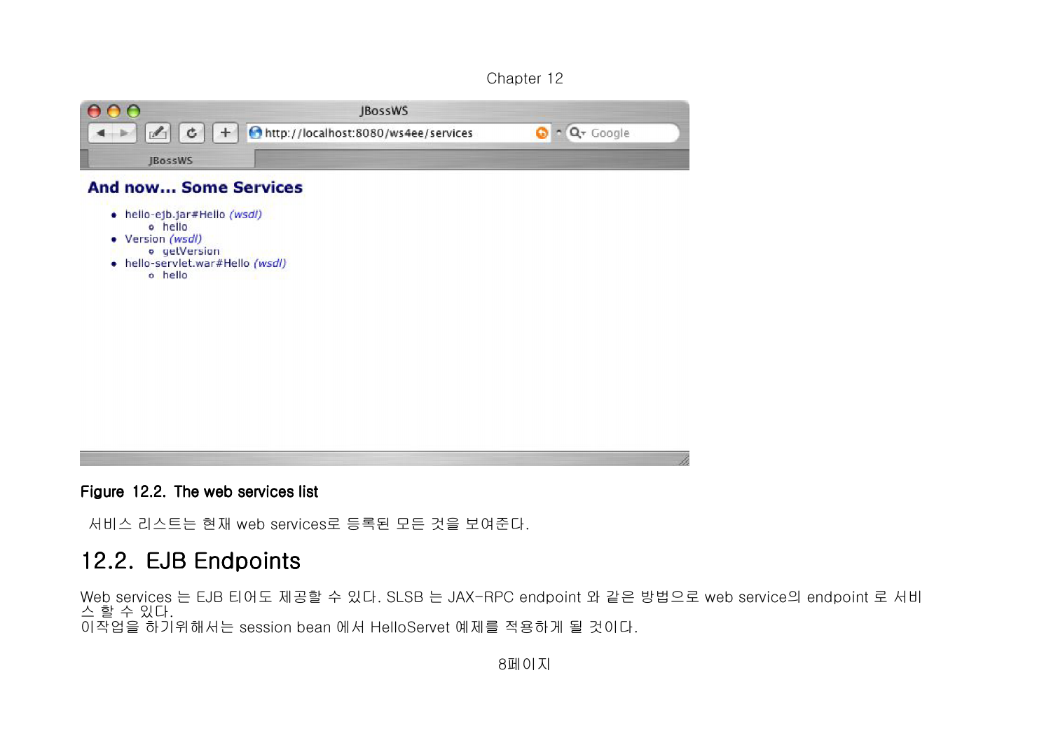Figure 12.2. The web services list

서비스 리스트는 현재 web services로 등록된 모든 것을 보여준다.

## 12.2. EJB Endpoints

Web services 는 EJB 티어도 제공할 수 있다. SLSB 는 JAX-RPC endpoint 와 같은 방법으로 web service의 endpoint 로 서비스 할 수 있다.
이작업을 하기위해서는 session bean 에서 HelloServet 예제를 적용하게 될 것이다.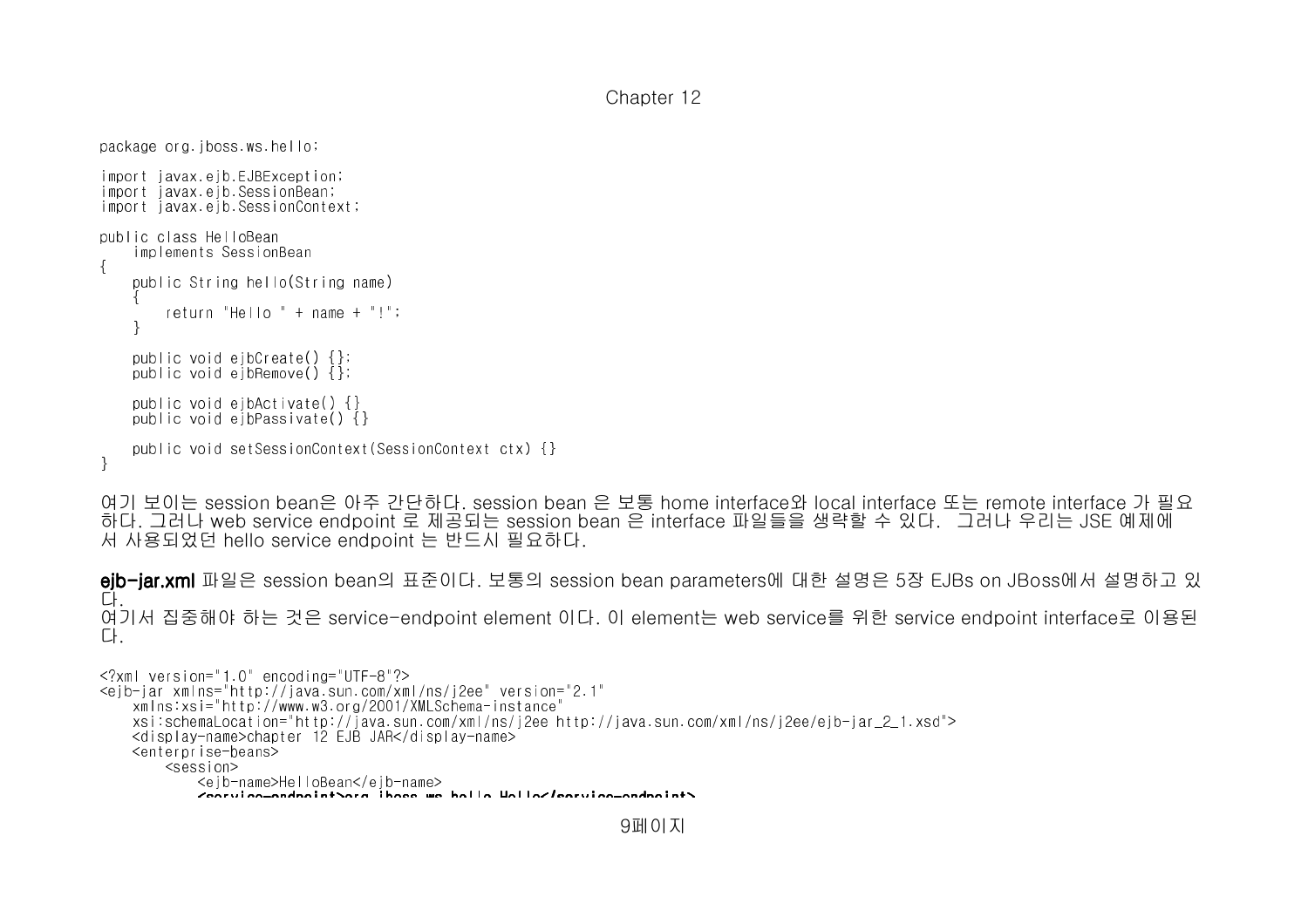```java
package org.jboss.ws.hello;

import javax.ejb.EJBException;
import javax.ejb.SessionBean;
import javax.ejb.SessionContext;

public class HelloBean
    implements SessionBean
{
    public String hello(String name)
    {
        return "Hello " + name + "!";
    }

    public void ejbCreate() {};
    public void ejbRemove() {};

    public void ejbActivate() {}
    public void ejbPassivate() {}

    public void setSessionContext(SessionContext ctx) {}
}
```

여기 보이는 session bean은 아주 간단하다. session bean 은 보통 home interface와 local interface 또는 remote interface 가 필요하다. 그러나 web service endpoint 로 제공되는 session bean 은 interface 파일들을 생략할 수 있다. 그러나 우리는 JSE 예제에서 사용되었던 hello service endpoint 는 반드시 필요하다.

**ejb-jar.xml** 파일은 session bean의 표준이다. 보통의 session bean parameters에 대한 설명은 5장 EJBs on JBoss에서 설명하고 있다.
여기서 집중해야 하는 것은 service-endpoint element 이다. 이 element는 web service를 위한 service endpoint interface로 이용된다.

```xml
<?xml version="1.0" encoding="UTF-8"?>
<ejb-jar xmlns="http://java.sun.com/xml/ns/j2ee" version="2.1"
    xmlns:xsi="http://www.w3.org/2001/XMLSchema-instance"
    xsi:schemaLocation="http://java.sun.com/xml/ns/j2ee http://java.sun.com/xml/ns/j2ee/ejb-jar_2_1.xsd">
    <display-name>chapter 12 EJB JAR</display-name>
    <enterprise-beans>
        <session>
            <ejb-name>HelloBean</ejb-name>
            <service-endpoint>org.jboss.ws.hello.Hello</service-endpoint>
```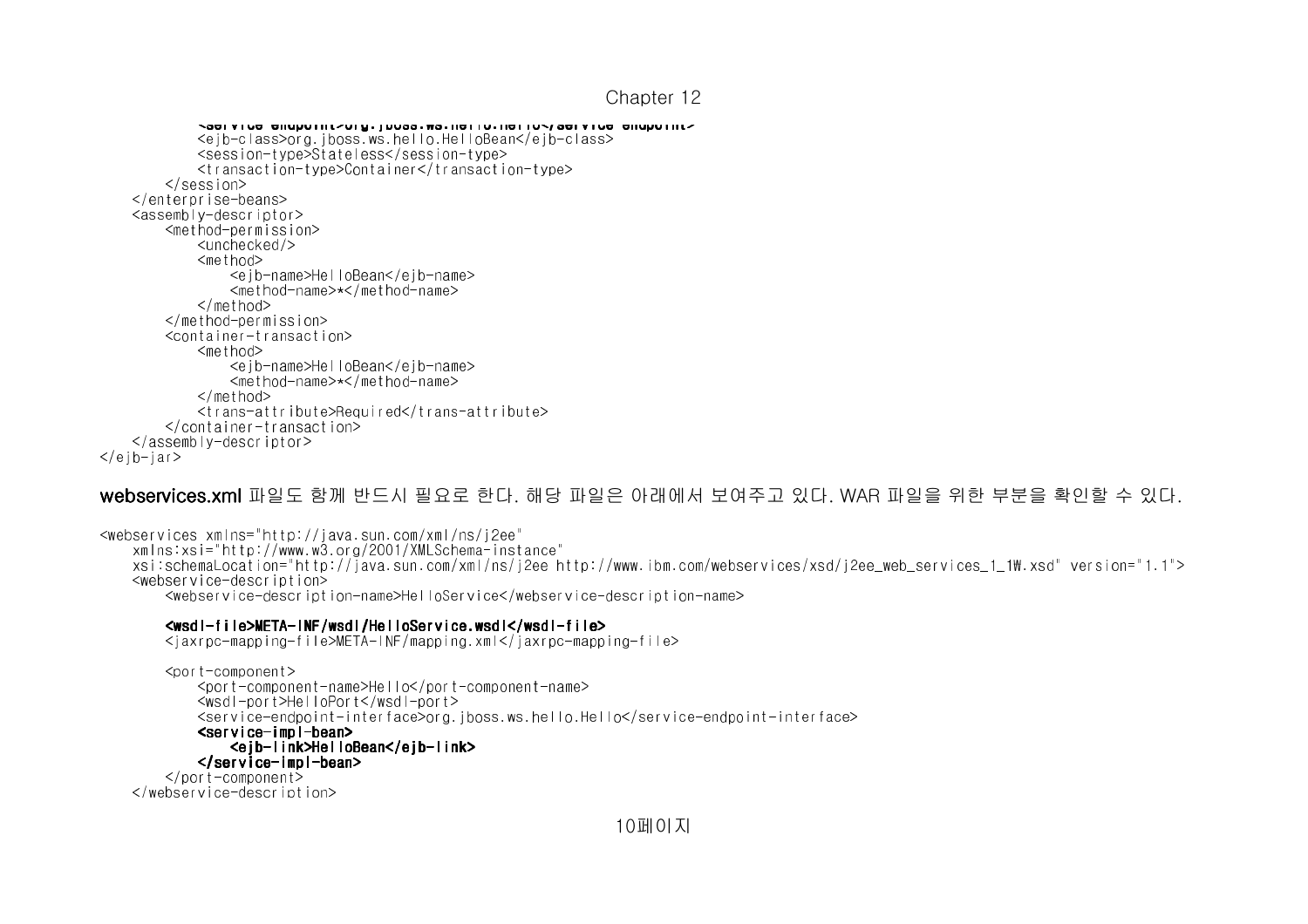```
            <service-endpoint>org.jboss.ws.hello.Hello</service-endpoint>
            <ejb-class>org.jboss.ws.hello.HelloBean</ejb-class>
            <session-type>Stateless</session-type>
            <transaction-type>Container</transaction-type>
        </session>
    </enterprise-beans>
    <assembly-descriptor>
        <method-permission>
            <unchecked/>
            <method>
                <ejb-name>HelloBean</ejb-name>
                <method-name>*</method-name>
            </method>
        </method-permission>
        <container-transaction>
            <method>
                <ejb-name>HelloBean</ejb-name>
                <method-name>*</method-name>
            </method>
            <trans-attribute>Required</trans-attribute>
        </container-transaction>
    </assembly-descriptor>
</ejb-jar>
```

**webservices.xml** 파일도 함께 반드시 필요로 한다. 해당 파일은 아래에서 보여주고 있다. WAR 파일을 위한 부분을 확인할 수 있다.

```
<webservices xmlns="http://java.sun.com/xml/ns/j2ee"
    xmlns:xsi="http://www.w3.org/2001/XMLSchema-instance"
    xsi:schemaLocation="http://java.sun.com/xml/ns/j2ee http://www.ibm.com/webservices/xsd/j2ee_web_services_1_1W.xsd" version="1.1">
    <webservice-description>
        <webservice-description-name>HelloService</webservice-description-name>

        <wsdl-file>META-INF/wsdl/HelloService.wsdl</wsdl-file>
        <jaxrpc-mapping-file>META-INF/mapping.xml</jaxrpc-mapping-file>

        <port-component>
            <port-component-name>Hello</port-component-name>
            <wsdl-port>HelloPort</wsdl-port>
            <service-endpoint-interface>org.jboss.ws.hello.Hello</service-endpoint-interface>
            <service-impl-bean>
                <ejb-link>HelloBean</ejb-link>
            </service-impl-bean>
        </port-component>
    </webservice-description>
```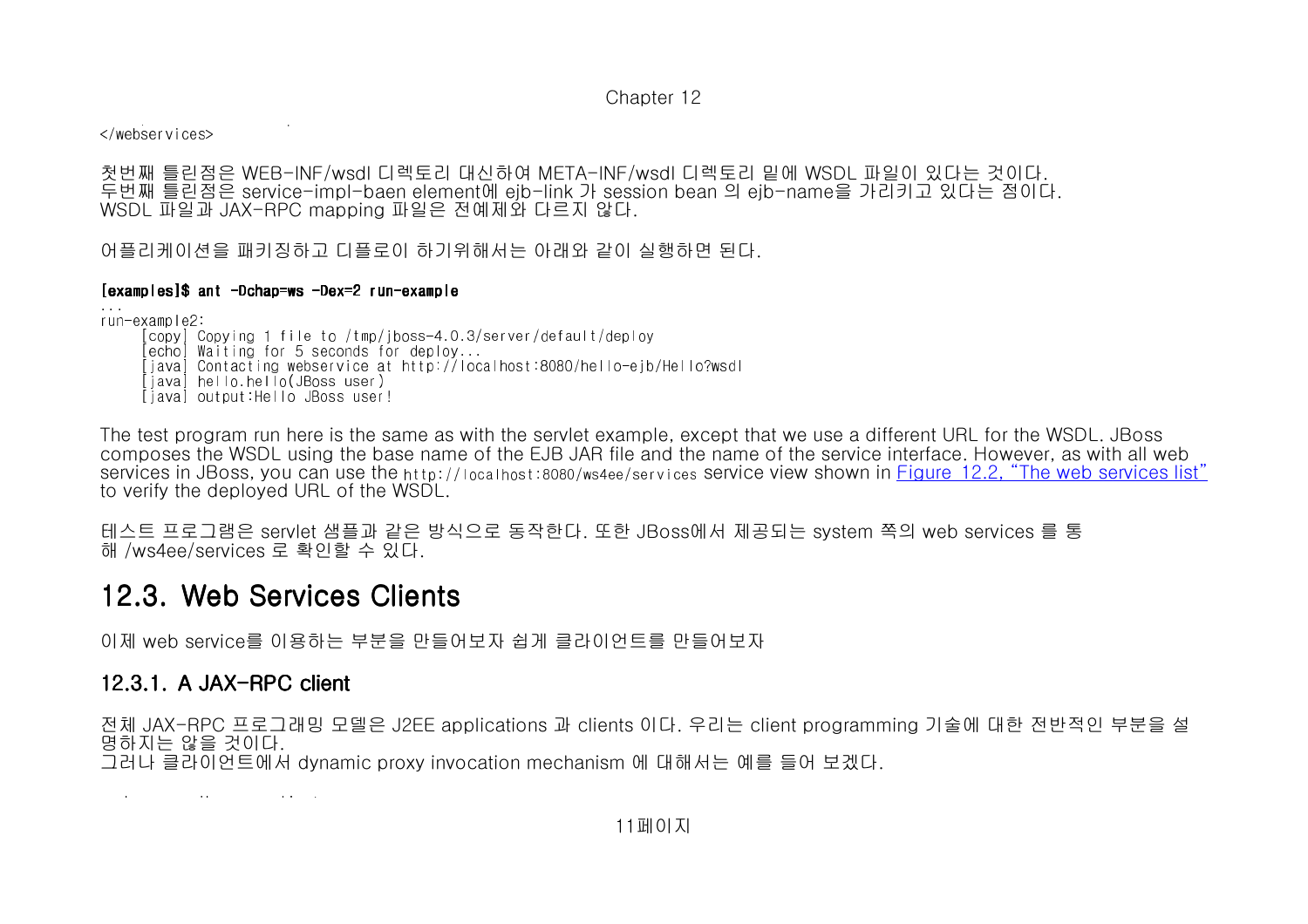```
</webservices>
```

첫번째 틀린점은 WEB-INF/wsdl 디렉토리 대신하여 META-INF/wsdl 디렉토리 밑에 WSDL 파일이 있다는 것이다.
두번째 틀린점은 service-impl-baen element에 ejb-link 가 session bean 의 ejb-name을 가리키고 있다는 점이다.
WSDL 파일과 JAX-RPC mapping 파일은 전예제와 다르지 않다.

어플리케이션을 패키징하고 디플로이 하기위해서는 아래와 같이 실행하면 된다.

```
[examples]$ ant -Dchap=ws -Dex=2 run-example
...
run-example2:
     [copy] Copying 1 file to /tmp/jboss-4.0.3/server/default/deploy
     [echo] Waiting for 5 seconds for deploy...
     [java] Contacting webservice at http://localhost:8080/hello-ejb/Hello?wsdl
     [java] hello.hello(JBoss user)
     [java] output:Hello JBoss user!
```

The test program run here is the same as with the servlet example, except that we use a different URL for the WSDL. JBoss composes the WSDL using the base name of the EJB JAR file and the name of the service interface. However, as with all web services in JBoss, you can use the `http://localhost:8080/ws4ee/services` service view shown in Figure 12.2, "The web services list" to verify the deployed URL of the WSDL.

테스트 프로그램은 servlet 샘플과 같은 방식으로 동작한다. 또한 JBoss에서 제공되는 system 쪽의 web services 를 통해 /ws4ee/services 로 확인할 수 있다.

## 12.3. Web Services Clients

이제 web service를 이용하는 부분을 만들어보자 쉽게 클라이언트를 만들어보자

### 12.3.1. A JAX-RPC client

전체 JAX-RPC 프로그래밍 모델은 J2EE applications 과 clients 이다. 우리는 client programming 기술에 대한 전반적인 부분을 설명하지는 않을 것이다.
그러나 클라이언트에서 dynamic proxy invocation mechanism 에 대해서는 예를 들어 보겠다.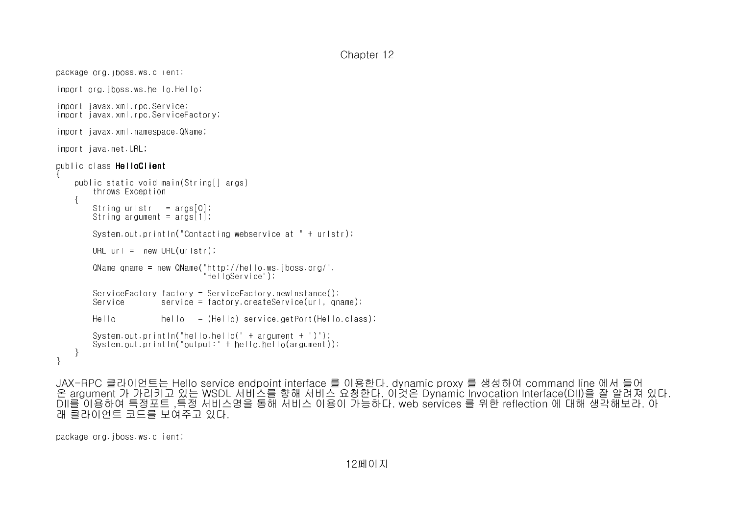```java
package org.jboss.ws.client;

import org.jboss.ws.hello.Hello;

import javax.xml.rpc.Service;
import javax.xml.rpc.ServiceFactory;

import javax.xml.namespace.QName;

import java.net.URL;

public class HelloClient
{
    public static void main(String[] args)
        throws Exception
    {
        String urlstr   = args[0];
        String argument = args[1];

        System.out.println("Contacting webservice at " + urlstr);

        URL url =  new URL(urlstr);

        QName qname = new QName("http://hello.ws.jboss.org/",
                                "HelloService");

        ServiceFactory factory = ServiceFactory.newInstance();
        Service        service = factory.createService(url, qname);

        Hello          hello   = (Hello) service.getPort(Hello.class);

        System.out.println("hello.hello(" + argument + ")");
        System.out.println("output:" + hello.hello(argument));
    }
}
```

JAX-RPC 클라이언트는 Hello service endpoint interface 를 이용한다. dynamic proxy 를 생성하여 command line 에서 들어온 argument 가 가리키고 있는 WSDL 서비스를 향해 서비스 요청한다. 이것은 Dynamic Invocation Interface(DII)을 잘 알려져 있다. DII를 이용하여 특정포트 ,특정 서비스명을 통해 서비스 이용이 가능하다. web services 를 위한 reflection 에 대해 생각해보라. 아래 클라이언트 코드를 보여주고 있다.

```java
package org.jboss.ws.client;
```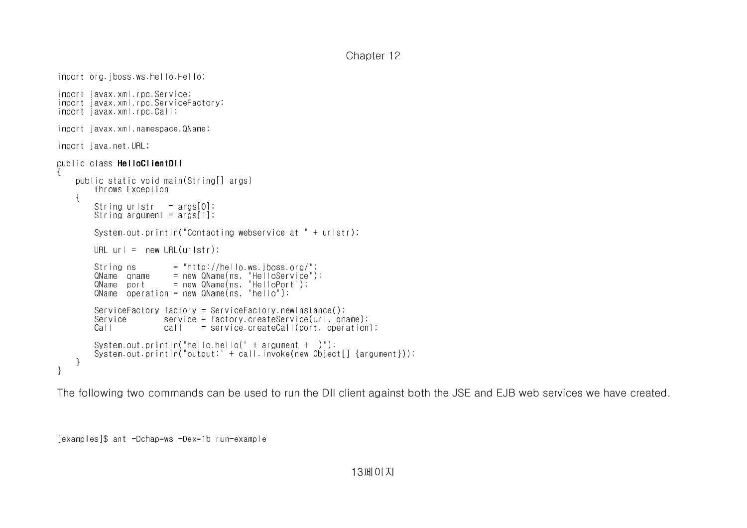```java
import org.jboss.ws.hello.Hello;

import javax.xml.rpc.Service;
import javax.xml.rpc.ServiceFactory;
import javax.xml.rpc.Call;

import javax.xml.namespace.QName;

import java.net.URL;

public class HelloClientDII
{
    public static void main(String[] args)
        throws Exception
    {
        String urlstr   = args[0];
        String argument = args[1];

        System.out.println("Contacting webservice at " + urlstr);

        URL url =  new URL(urlstr);

        String ns        = "http://hello.ws.jboss.org/";
        QName  qname     = new QName(ns, "HelloService");
        QName  port      = new QName(ns, "HelloPort");
        QName  operation = new QName(ns, "hello");

        ServiceFactory factory = ServiceFactory.newInstance();
        Service        service = factory.createService(url, qname);
        Call           call    = service.createCall(port, operation);

        System.out.println("hello.hello(" + argument + ")");
        System.out.println("output:" + call.invoke(new Object[] {argument}));
    }
}
```

The following two commands can be used to run the DII client against both the JSE and EJB web services we have created.

```
[examples]$ ant -Dchap=ws -Dex=1b run-example
```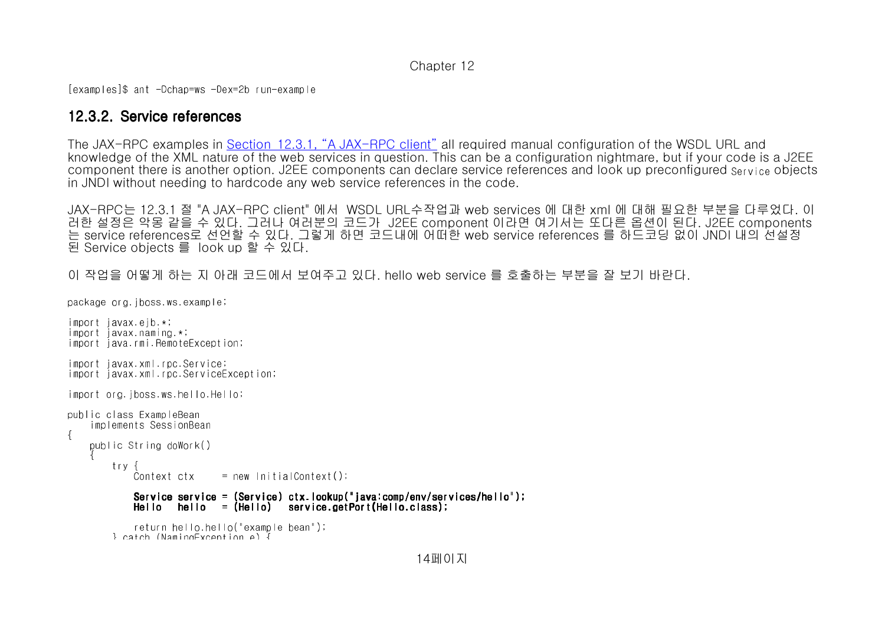```
[examples]$ ant -Dchap=ws -Dex=2b run-example
```

## 12.3.2. Service references

The JAX-RPC examples in Section 12.3.1, "A JAX-RPC client" all required manual configuration of the WSDL URL and knowledge of the XML nature of the web services in question. This can be a configuration nightmare, but if your code is a J2EE component there is another option. J2EE components can declare service references and look up preconfigured `Service` objects in JNDI without needing to hardcode any web service references in the code.

JAX-RPC는 12.3.1 절 "A JAX-RPC client" 에서 WSDL URL수작업과 web services 에 대한 xml 에 대해 필요한 부분을 다루었다. 이러한 설정은 악몽 같을 수 있다. 그러나 여러분의 코드가 J2EE component 이라면 여기서는 또다른 옵션이 된다. J2EE components는 service references로 선언할 수 있다. 그렇게 하면 코드내에 어떠한 web service references 를 하드코딩 없이 JNDI 내의 선설정된 Service objects 를 look up 할 수 있다.

이 작업을 어떻게 하는 지 아래 코드에서 보여주고 있다. hello web service 를 호출하는 부분을 잘 보기 바란다.

```
package org.jboss.ws.example;

import javax.ejb.*;
import javax.naming.*;
import java.rmi.RemoteException;

import javax.xml.rpc.Service;
import javax.xml.rpc.ServiceException;

import org.jboss.ws.hello.Hello;

public class ExampleBean
    implements SessionBean
{
    public String doWork()
    {
        try {
            Context ctx     = new InitialContext();

            Service service = (Service) ctx.lookup("java:comp/env/services/hello");
            Hello   hello   = (Hello)   service.getPort(Hello.class);

            return hello.hello("example bean");
        } catch (NamingException e) {
```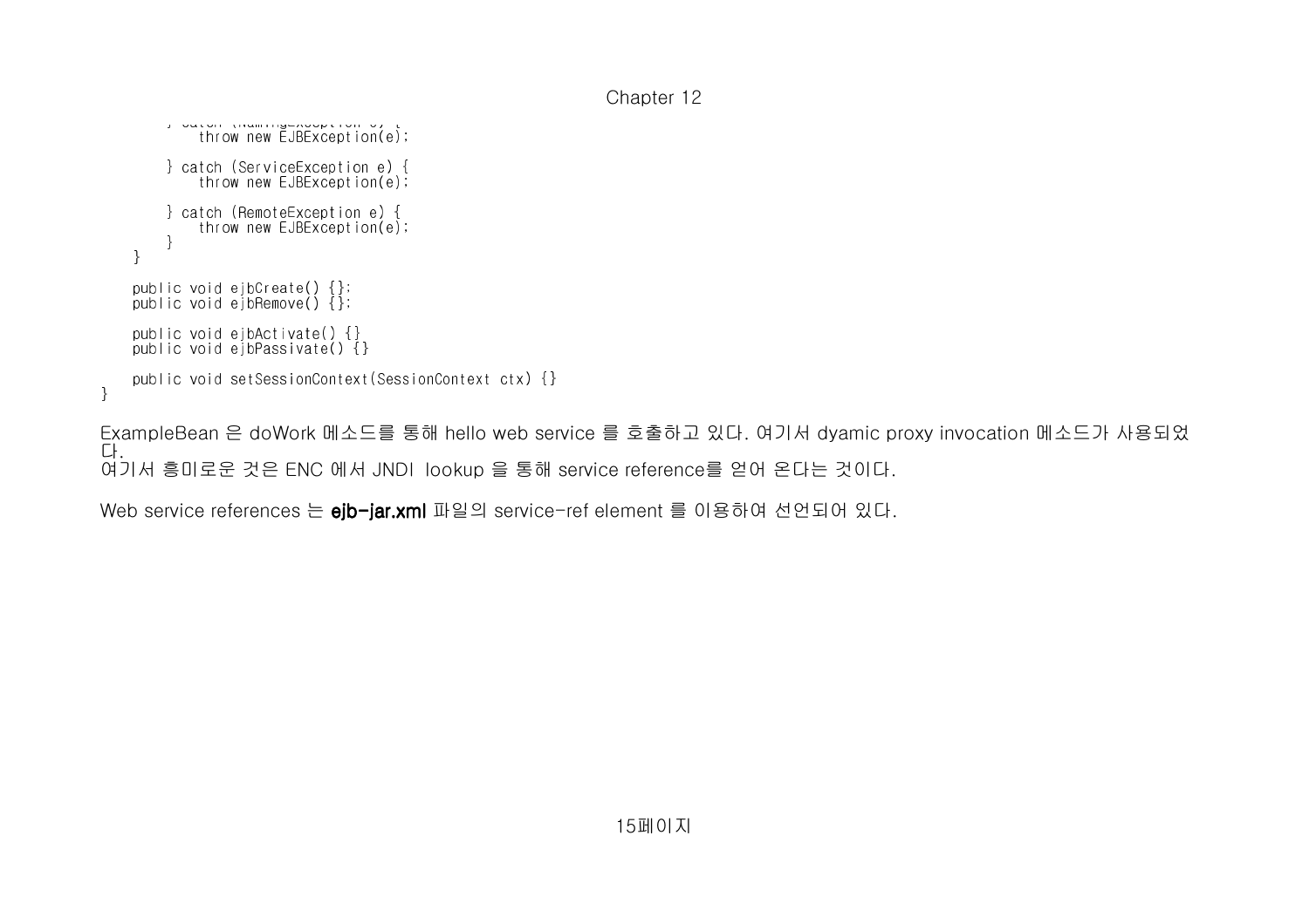```
        } catch (NamingException e) {
            throw new EJBException(e);

        } catch (ServiceException e) {
            throw new EJBException(e);

        } catch (RemoteException e) {
            throw new EJBException(e);
        }
    }

    public void ejbCreate() {};
    public void ejbRemove() {};

    public void ejbActivate() {}
    public void ejbPassivate() {}

    public void setSessionContext(SessionContext ctx) {}
}
```

ExampleBean 은 doWork 메소드를 통해 hello web service 를 호출하고 있다. 여기서 dyamic proxy invocation 메소드가 사용되었다.
여기서 흥미로운 것은 ENC 에서 JNDI lookup 을 통해 service reference를 얻어 온다는 것이다.

Web service references 는 **ejb-jar.xml** 파일의 service-ref element 를 이용하여 선언되어 있다.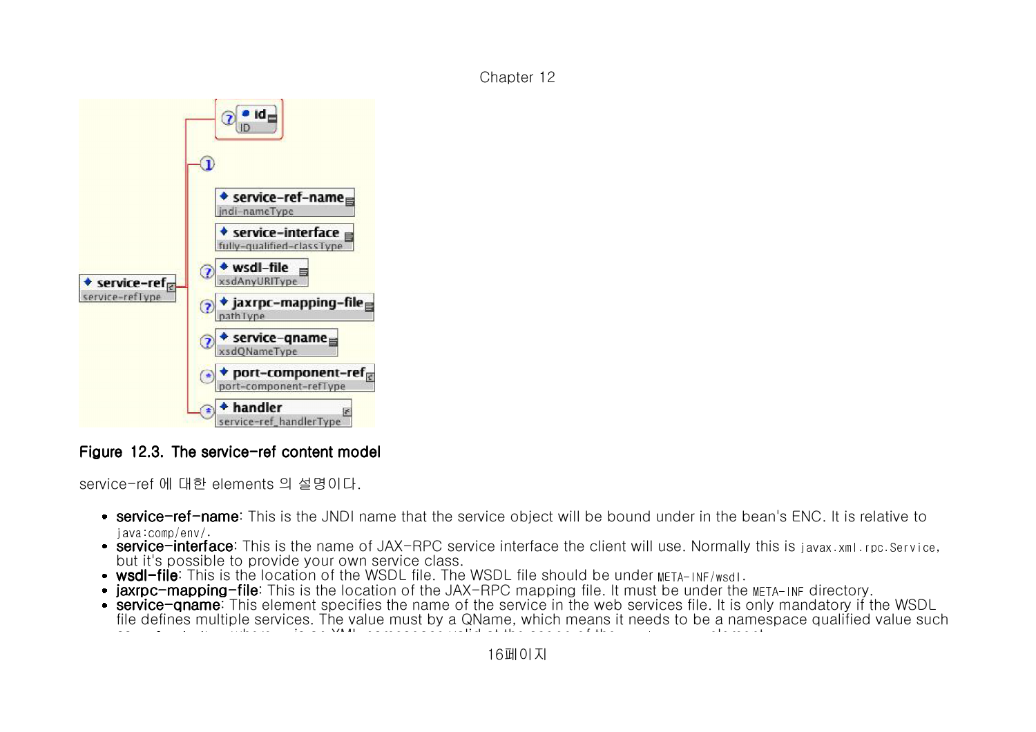**Figure 12.3. The service-ref content model**

service-ref 에 대한 elements 의 설명이다.

- **service-ref-name**: This is the JNDI name that the service object will be bound under in the bean's ENC. It is relative to `java:comp/env/`.
- **service-interface**: This is the name of JAX-RPC service interface the client will use. Normally this is `javax.xml.rpc.Service`, but it's possible to provide your own service class.
- **wsdl-file**: This is the location of the WSDL file. The WSDL file should be under `META-INF/wsdl`.
- **jaxrpc-mapping-file**: This is the location of the JAX-RPC mapping file. It must be under the `META-INF` directory.
- **service-qname**: This element specifies the name of the service in the web services file. It is only mandatory if the WSDL file defines multiple services. The value must by a QName, which means it needs to be a namespace qualified value such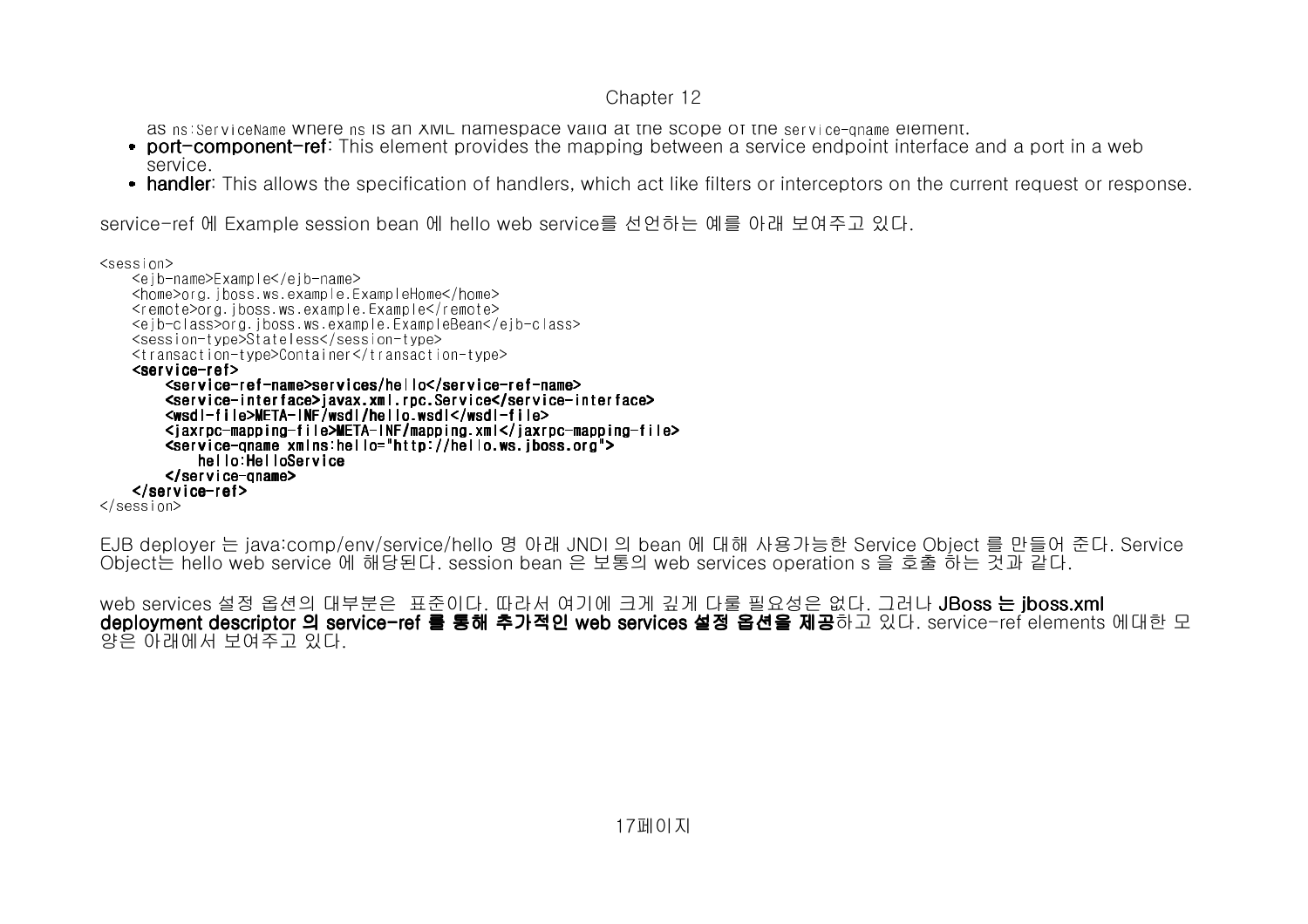as ns:ServiceName where ns is an XML namespace valid at the scope of the service-qname element.

- **port-component-ref**: This element provides the mapping between a service endpoint interface and a port in a web service.
- **handler**: This allows the specification of handlers, which act like filters or interceptors on the current request or response.

service-ref 에 Example session bean 에 hello web service를 선언하는 예를 아래 보여주고 있다.

```
<session>
    <ejb-name>Example</ejb-name>
    <home>org.jboss.ws.example.ExampleHome</home>
    <remote>org.jboss.ws.example.Example</remote>
    <ejb-class>org.jboss.ws.example.ExampleBean</ejb-class>
    <session-type>Stateless</session-type>
    <transaction-type>Container</transaction-type>
    <service-ref>
        <service-ref-name>services/hello</service-ref-name>
        <service-interface>javax.xml.rpc.Service</service-interface>
        <wsdl-file>META-INF/wsdl/hello.wsdl</wsdl-file>
        <jaxrpc-mapping-file>META-INF/mapping.xml</jaxrpc-mapping-file>
        <service-qname xmlns:hello="http://hello.ws.jboss.org">
            hello:HelloService
        </service-qname>
    </service-ref>
</session>
```

EJB deployer 는 java:comp/env/service/hello 명 아래 JNDI 의 bean 에 대해 사용가능한 Service Object 를 만들어 준다. Service Object는 hello web service 에 해당된다. session bean 은 보통의 web services operation s 을 호출 하는 것과 같다.

web services 설정 옵션의 대부분은 표준이다. 따라서 여기에 크게 깊게 다룰 필요성은 없다. 그러나 **JBoss 는 jboss.xml deployment descriptor 의 service-ref 를 통해 추가적인 web services 설정 옵션을 제공**하고 있다. service-ref elements 에대한 모양은 아래에서 보여주고 있다.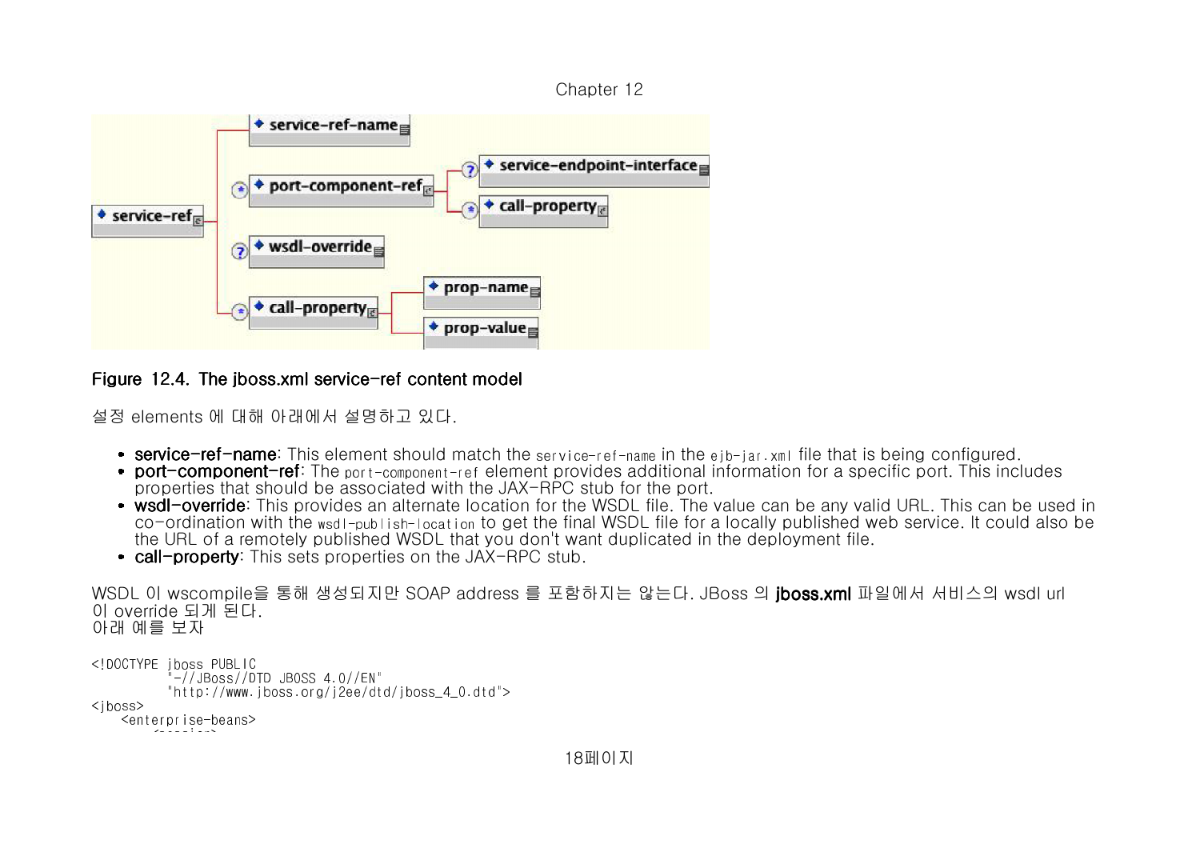Figure 12.4. The jboss.xml service-ref content model

설정 elements 에 대해 아래에서 설명하고 있다.

- **service-ref-name**: This element should match the `service-ref-name` in the `ejb-jar.xml` file that is being configured.
- **port-component-ref**: The `port-component-ref` element provides additional information for a specific port. This includes properties that should be associated with the JAX-RPC stub for the port.
- **wsdl-override**: This provides an alternate location for the WSDL file. The value can be any valid URL. This can be used in co-ordination with the `wsdl-publish-location` to get the final WSDL file for a locally published web service. It could also be the URL of a remotely published WSDL that you don't want duplicated in the deployment file.
- **call-property**: This sets properties on the JAX-RPC stub.

WSDL 이 wscompile을 통해 생성되지만 SOAP address 를 포함하지는 않는다. JBoss 의 **jboss.xml** 파일에서 서비스의 wsdl url 이 override 되게 된다.
아래 예를 보자

```
<!DOCTYPE jboss PUBLIC
          "-//JBoss//DTD JBOSS 4.0//EN"
          "http://www.jboss.org/j2ee/dtd/jboss_4_0.dtd">
<jboss>
    <enterprise-beans>
```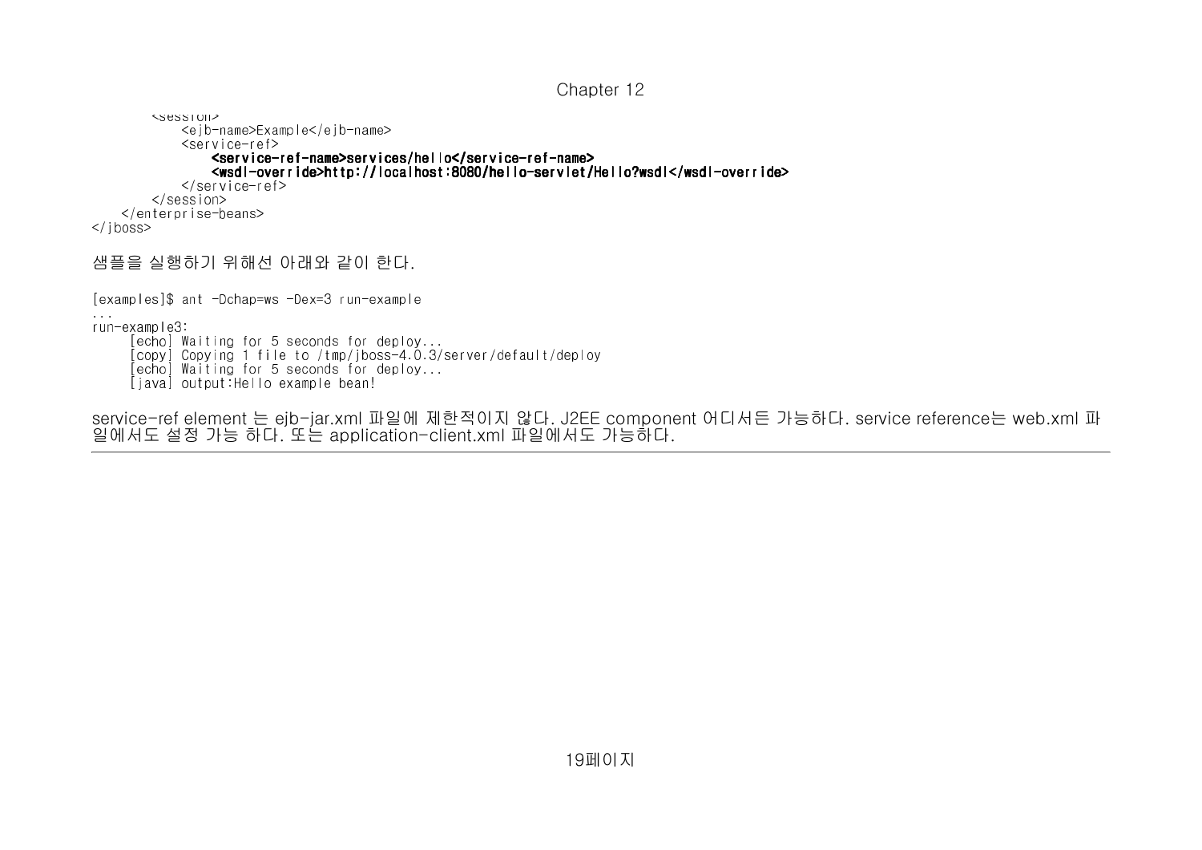```
        <session>
            <ejb-name>Example</ejb-name>
            <service-ref>
                <service-ref-name>services/hello</service-ref-name>
                <wsdl-override>http://localhost:8080/hello-servlet/Hello?wsdl</wsdl-override>
            </service-ref>
        </session>
    </enterprise-beans>
</jboss>
```

샘플을 실행하기 위해선 아래와 같이 한다.

```
[examples]$ ant -Dchap=ws -Dex=3 run-example
...
run-example3:
     [echo] Waiting for 5 seconds for deploy...
     [copy] Copying 1 file to /tmp/jboss-4.0.3/server/default/deploy
     [echo] Waiting for 5 seconds for deploy...
     [java] output:Hello example bean!
```

service-ref element 는 ejb-jar.xml 파일에 제한적이지 않다. J2EE component 어디서든 가능하다. service reference는 web.xml 파일에서도 설정 가능 하다. 또는 application-client.xml 파일에서도 가능하다.